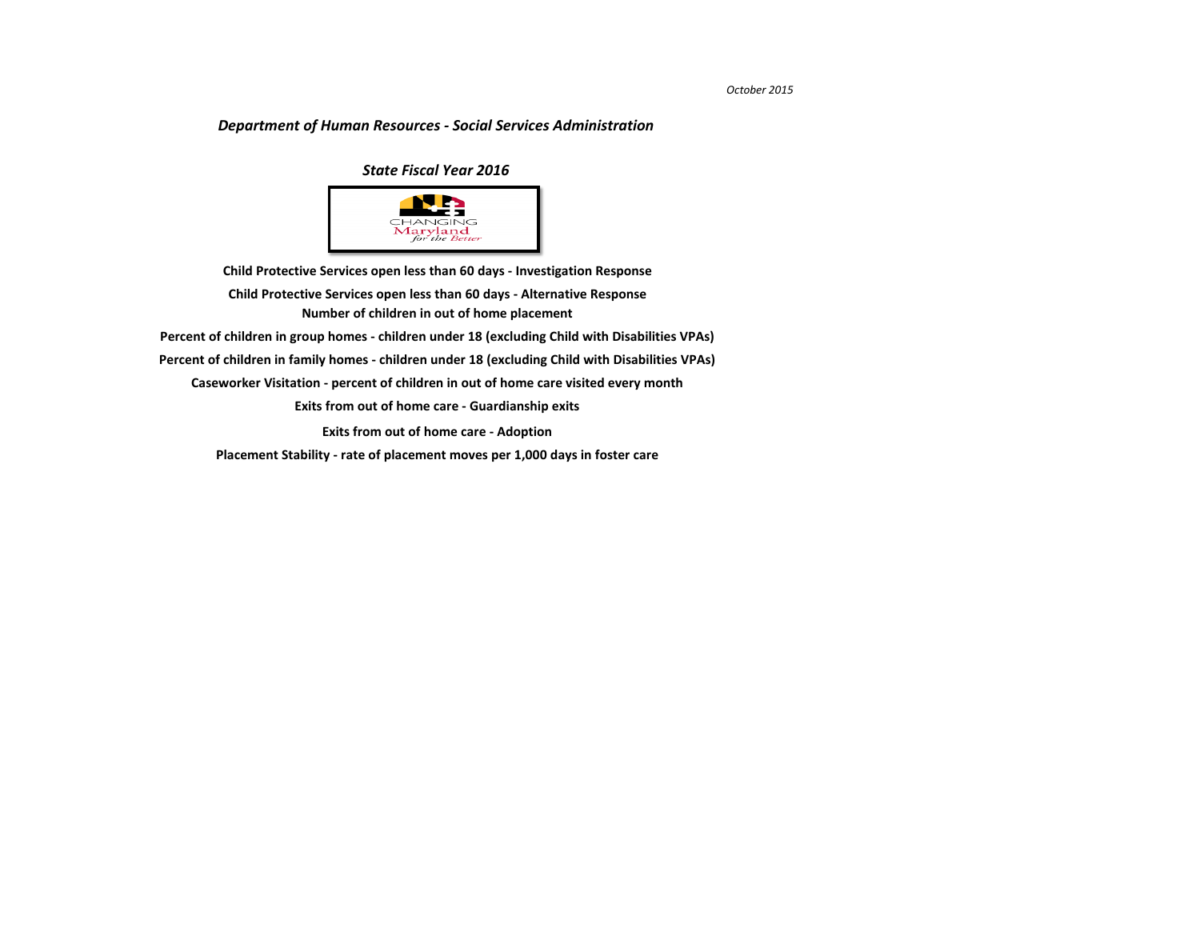*October 2015*

## *Department of Human Resources - Social Services Administration*

### *State Fiscal Year 2016*

CHANGING Maryland *for the Better*

**Child Protective Services open less than 60 days - Investigation Response**

**Child Protective Services open less than 60 days - Alternative Response**

**Number of children in out of home placement**

**Percent of children in group homes - children under 18 (excluding Child with Disabilities VPAs)**

**Percent of children in family homes - children under 18 (excluding Child with Disabilities VPAs)**

**Caseworker Visitation - percent of children in out of home care visited every month**

**Exits from out of home care - Guardianship exits**

**Exits from out of home care - Adoption**

**Placement Stability - rate of placement moves per 1,000 days in foster care**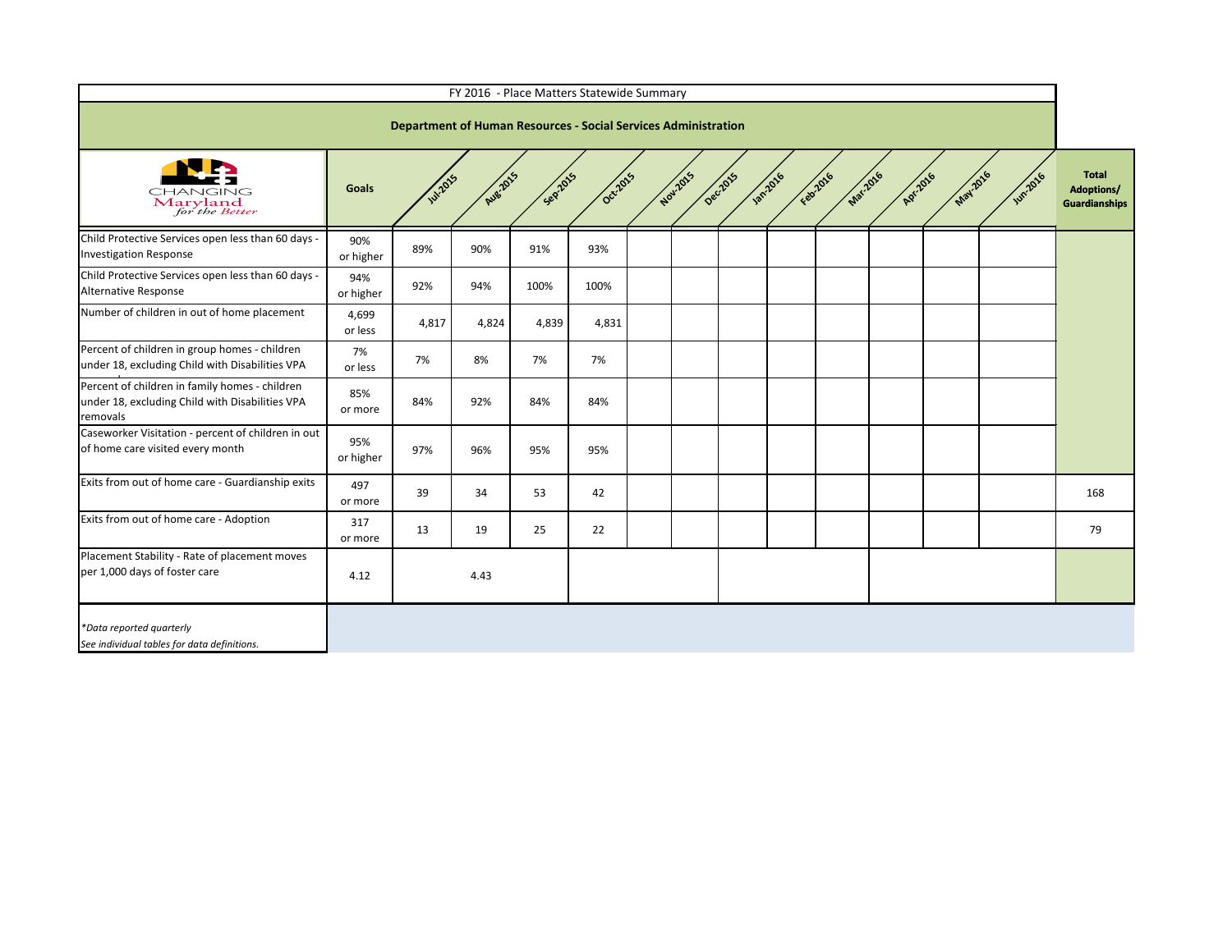# FY 2016 - Place Matters Statewide Summary

## Department of Human Resources - Social Services Administration

CHANGING Maryland *for the Better*

| | Goals | Jul-2015 | Aug-2015 | Sep-2015 | Oct-2015 | Nov-2015 | Dec-2015 | Jan-2016 | Feb-2016 | Mar-2016 | Apr-2016 | May-2016 | Jun-2016 | Total Adoptions/ Guardianships |
|---|---|---|---|---|---|---|---|---|---|---|---|---|---|---|
| Child Protective Services open less than 60 days - Investigation Response | 90% or higher | 89% | 90% | 91% | 93% | | | | | | | | | |
| Child Protective Services open less than 60 days - Alternative Response | 94% or higher | 92% | 94% | 100% | 100% | | | | | | | | | |
| Number of children in out of home placement | 4,699 or less | 4,817 | 4,824 | 4,839 | 4,831 | | | | | | | | | |
| Percent of children in group homes - children under 18, excluding Child with Disabilities VPA | 7% or less | 7% | 8% | 7% | 7% | | | | | | | | | |
| Percent of children in family homes - children under 18, excluding Child with Disabilities VPA removals | 85% or more | 84% | 92% | 84% | 84% | | | | | | | | | |
| Caseworker Visitation - percent of children in out of home care visited every month | 95% or higher | 97% | 96% | 95% | 95% | | | | | | | | | |
| Exits from out of home care - Guardianship exits | 497 or more | 39 | 34 | 53 | 42 | | | | | | | | | 168 |
| Exits from out of home care - Adoption | 317 or more | 13 | 19 | 25 | 22 | | | | | | | | | 79 |
| Placement Stability - Rate of placement moves per 1,000 days of foster care | 4.12 | | 4.43 | | | | | | | | | | | |

*\*Data reported quarterly*

*See individual tables for data definitions.*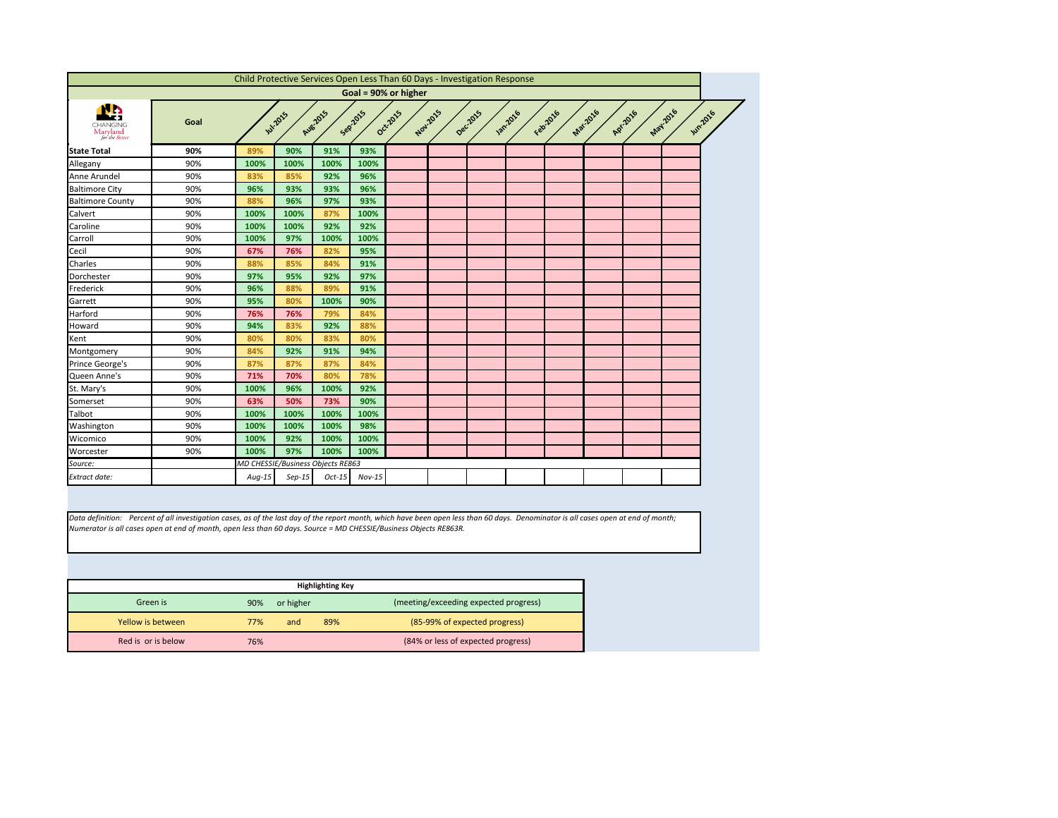# Child Protective Services Open Less Than 60 Days - Investigation Response

**Goal = 90% or higher**

| | Goal | Jul-2015 | Aug-2015 | Sep-2015 | Oct-2015 | Nov-2015 | Dec-2015 | Jan-2016 | Feb-2016 | Mar-2016 | Apr-2016 | May-2016 | Jun-2016 |
|---|---|---|---|---|---|---|---|---|---|---|---|---|---|
| **State Total** | **90%** | 89% | 90% | 91% | 93% | | | | | | | | |
| Allegany | 90% | 100% | 100% | 100% | 100% | | | | | | | | |
| Anne Arundel | 90% | 83% | 85% | 92% | 96% | | | | | | | | |
| Baltimore City | 90% | 96% | 93% | 93% | 96% | | | | | | | | |
| Baltimore County | 90% | 88% | 96% | 97% | 93% | | | | | | | | |
| Calvert | 90% | 100% | 100% | 87% | 100% | | | | | | | | |
| Caroline | 90% | 100% | 100% | 92% | 92% | | | | | | | | |
| Carroll | 90% | 100% | 97% | 100% | 100% | | | | | | | | |
| Cecil | 90% | 67% | 76% | 82% | 95% | | | | | | | | |
| Charles | 90% | 88% | 85% | 84% | 91% | | | | | | | | |
| Dorchester | 90% | 97% | 95% | 92% | 97% | | | | | | | | |
| Frederick | 90% | 96% | 88% | 89% | 91% | | | | | | | | |
| Garrett | 90% | 95% | 80% | 100% | 90% | | | | | | | | |
| Harford | 90% | 76% | 76% | 79% | 84% | | | | | | | | |
| Howard | 90% | 94% | 83% | 92% | 88% | | | | | | | | |
| Kent | 90% | 80% | 80% | 83% | 80% | | | | | | | | |
| Montgomery | 90% | 84% | 92% | 91% | 94% | | | | | | | | |
| Prince George's | 90% | 87% | 87% | 87% | 84% | | | | | | | | |
| Queen Anne's | 90% | 71% | 70% | 80% | 78% | | | | | | | | |
| St. Mary's | 90% | 100% | 96% | 100% | 92% | | | | | | | | |
| Somerset | 90% | 63% | 50% | 73% | 90% | | | | | | | | |
| Talbot | 90% | 100% | 100% | 100% | 100% | | | | | | | | |
| Washington | 90% | 100% | 100% | 100% | 98% | | | | | | | | |
| Wicomico | 90% | 100% | 92% | 100% | 100% | | | | | | | | |
| Worcester | 90% | 100% | 97% | 100% | 100% | | | | | | | | |
| *Source:* | | *MD CHESSIE/Business Objects RE863* | | | | | | | | | | | |
| *Extract date:* | | *Aug-15* | *Sep-15* | *Oct-15* | *Nov-15* | | | | | | | | |

*Data definition: Percent of all investigation cases, as of the last day of the report month, which have been open less than 60 days. Denominator is all cases open at end of month; Numerator is all cases open at end of month, open less than 60 days. Source = MD CHESSIE/Business Objects RE863R.*

| **Highlighting Key** | | | | |
|---|---|---|---|---|
| Green is | 90% | or higher | | (meeting/exceeding expected progress) |
| Yellow is between | 77% | and | 89% | (85-99% of expected progress) |
| Red is or is below | 76% | | | (84% or less of expected progress) |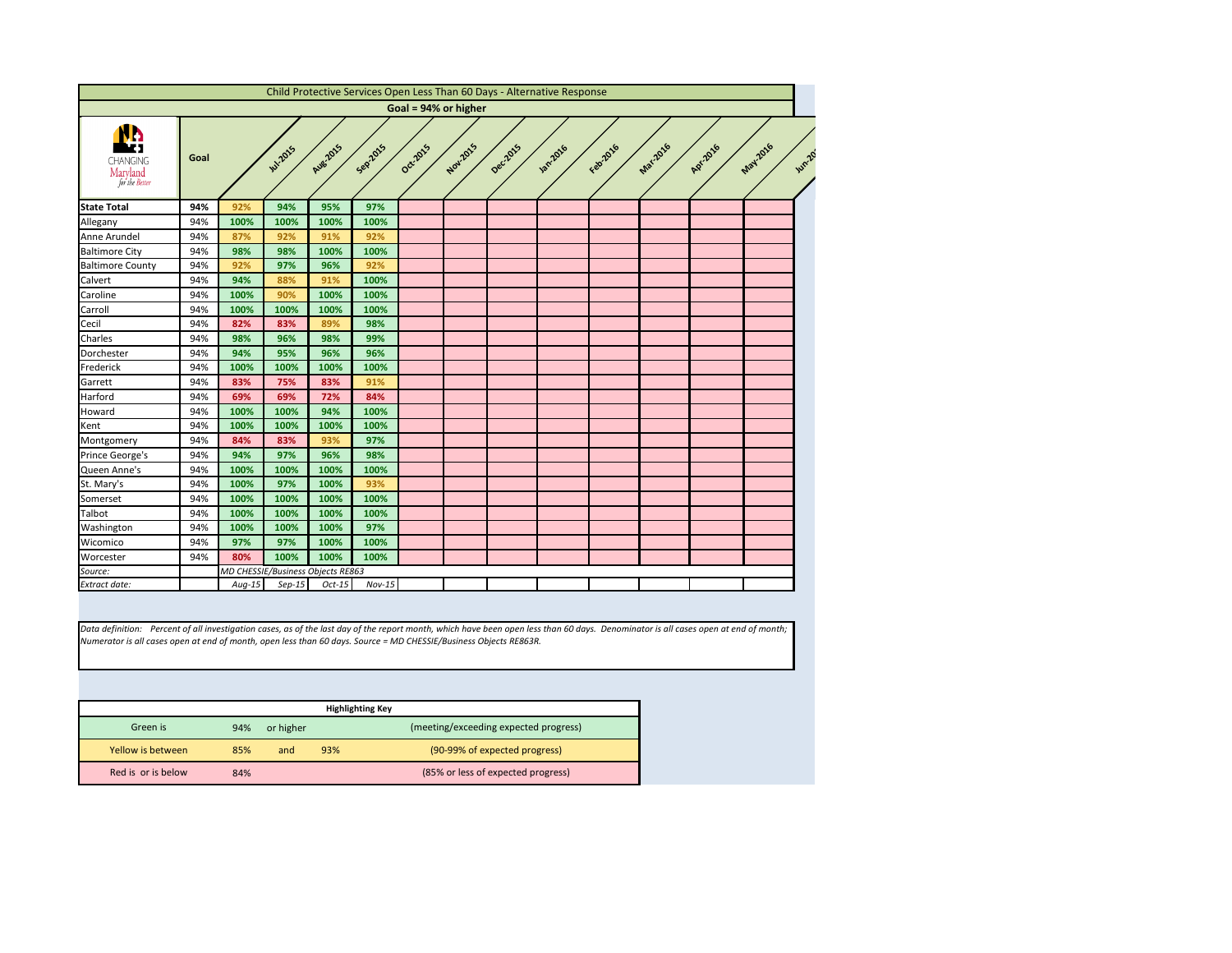# Child Protective Services Open Less Than 60 Days - Alternative Response

**Goal = 94% or higher**

| | Goal | Jul-2015 | Aug-2015 | Sep-2015 | Oct-2015 | Nov-2015 | Dec-2015 | Jan-2016 | Feb-2016 | Mar-2016 | Apr-2016 | May-2016 | Jun-2016 |
|---|---|---|---|---|---|---|---|---|---|---|---|---|---|
| **State Total** | **94%** | 92% | 94% | 95% | 97% | | | | | | | | |
| Allegany | 94% | 100% | 100% | 100% | 100% | | | | | | | | |
| Anne Arundel | 94% | 87% | 92% | 91% | 92% | | | | | | | | |
| Baltimore City | 94% | 98% | 98% | 100% | 100% | | | | | | | | |
| Baltimore County | 94% | 92% | 97% | 96% | 92% | | | | | | | | |
| Calvert | 94% | 94% | 88% | 91% | 100% | | | | | | | | |
| Caroline | 94% | 100% | 90% | 100% | 100% | | | | | | | | |
| Carroll | 94% | 100% | 100% | 100% | 100% | | | | | | | | |
| Cecil | 94% | 82% | 83% | 89% | 98% | | | | | | | | |
| Charles | 94% | 98% | 96% | 98% | 99% | | | | | | | | |
| Dorchester | 94% | 94% | 95% | 96% | 96% | | | | | | | | |
| Frederick | 94% | 100% | 100% | 100% | 100% | | | | | | | | |
| Garrett | 94% | 83% | 75% | 83% | 91% | | | | | | | | |
| Harford | 94% | 69% | 69% | 72% | 84% | | | | | | | | |
| Howard | 94% | 100% | 100% | 94% | 100% | | | | | | | | |
| Kent | 94% | 100% | 100% | 100% | 100% | | | | | | | | |
| Montgomery | 94% | 84% | 83% | 93% | 97% | | | | | | | | |
| Prince George's | 94% | 94% | 97% | 96% | 98% | | | | | | | | |
| Queen Anne's | 94% | 100% | 100% | 100% | 100% | | | | | | | | |
| St. Mary's | 94% | 100% | 97% | 100% | 93% | | | | | | | | |
| Somerset | 94% | 100% | 100% | 100% | 100% | | | | | | | | |
| Talbot | 94% | 100% | 100% | 100% | 100% | | | | | | | | |
| Washington | 94% | 100% | 100% | 100% | 97% | | | | | | | | |
| Wicomico | 94% | 97% | 97% | 100% | 100% | | | | | | | | |
| Worcester | 94% | 80% | 100% | 100% | 100% | | | | | | | | |
| *Source:* | | *MD CHESSIE/Business Objects RE863* | | | | | | | | | | | |
| *Extract date:* | | *Aug-15* | *Sep-15* | *Oct-15* | *Nov-15* | | | | | | | | |

*Data definition: Percent of all investigation cases, as of the last day of the report month, which have been open less than 60 days. Denominator is all cases open at end of month; Numerator is all cases open at end of month, open less than 60 days. Source = MD CHESSIE/Business Objects RE863R.*

| Highlighting Key | | | | |
|---|---|---|---|---|
| Green is | 94% | or higher | | (meeting/exceeding expected progress) |
| Yellow is between | 85% | and | 93% | (90-99% of expected progress) |
| Red is or is below | 84% | | | (85% or less of expected progress) |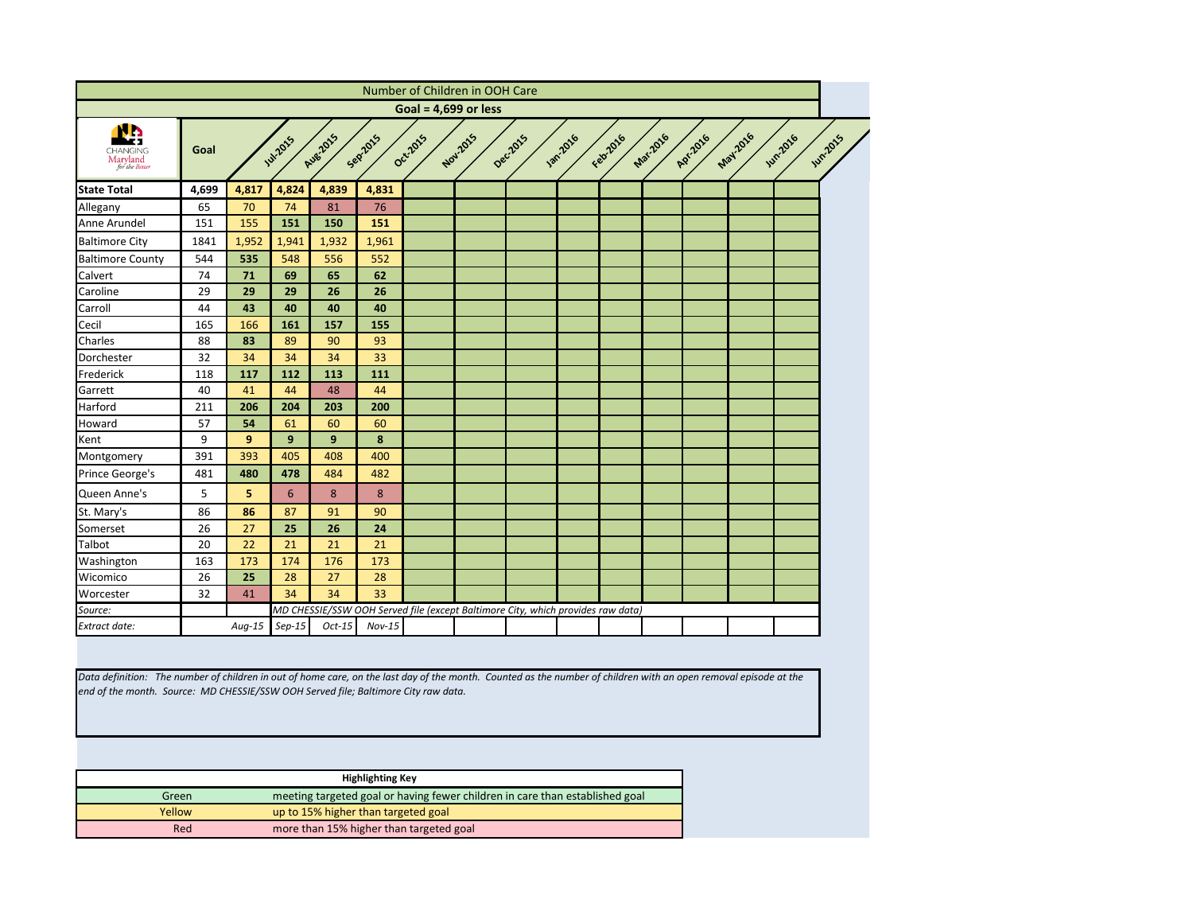| Number of Children in OOH Care | | | | | | | | | | | | | | |
|---|---|---|---|---|---|---|---|---|---|---|---|---|---|---|
| **Goal = 4,699 or less** | | | | | | | | | | | | | | |
| CHANGING Maryland for the Better | **Goal** | Jul-2015 | Aug-2015 | Sep-2015 | Oct-2015 | Nov-2015 | Dec-2015 | Jan-2016 | Feb-2016 | Mar-2016 | Apr-2016 | May-2016 | Jun-2016 | Jun-2015 |
| **State Total** | **4,699** | **4,817** | **4,824** | **4,839** | **4,831** | | | | | | | | | |
| Allegany | 65 | 70 | 74 | 81 | 76 | | | | | | | | | |
| Anne Arundel | 151 | 155 | **151** | **150** | **151** | | | | | | | | | |
| Baltimore City | 1841 | 1,952 | 1,941 | 1,932 | 1,961 | | | | | | | | | |
| Baltimore County | 544 | **535** | 548 | 556 | 552 | | | | | | | | | |
| Calvert | 74 | **71** | **69** | **65** | **62** | | | | | | | | | |
| Caroline | 29 | **29** | **29** | **26** | **26** | | | | | | | | | |
| Carroll | 44 | **43** | **40** | **40** | **40** | | | | | | | | | |
| Cecil | 165 | 166 | **161** | **157** | **155** | | | | | | | | | |
| Charles | 88 | **83** | 89 | 90 | 93 | | | | | | | | | |
| Dorchester | 32 | 34 | 34 | 34 | 33 | | | | | | | | | |
| Frederick | 118 | **117** | **112** | **113** | **111** | | | | | | | | | |
| Garrett | 40 | 41 | 44 | 48 | 44 | | | | | | | | | |
| Harford | 211 | **206** | **204** | **203** | **200** | | | | | | | | | |
| Howard | 57 | **54** | 61 | 60 | 60 | | | | | | | | | |
| Kent | 9 | **9** | **9** | **9** | **8** | | | | | | | | | |
| Montgomery | 391 | 393 | 405 | 408 | 400 | | | | | | | | | |
| Prince George's | 481 | **480** | **478** | 484 | 482 | | | | | | | | | |
| Queen Anne's | 5 | **5** | 6 | 8 | 8 | | | | | | | | | |
| St. Mary's | 86 | **86** | 87 | 91 | 90 | | | | | | | | | |
| Somerset | 26 | 27 | **25** | **26** | **24** | | | | | | | | | |
| Talbot | 20 | 22 | 21 | 21 | 21 | | | | | | | | | |
| Washington | 163 | 173 | 174 | 176 | 173 | | | | | | | | | |
| Wicomico | 26 | **25** | 28 | 27 | 28 | | | | | | | | | |
| Worcester | 32 | 41 | 34 | 34 | 33 | | | | | | | | | |
| *Source:* | | | *MD CHESSIE/SSW OOH Served file (except Baltimore City, which provides raw data)* | | | | | | | | | | | |
| *Extract date:* | | *Aug-15* | *Sep-15* | *Oct-15* | *Nov-15* | | | | | | | | | |

*Data definition: The number of children in out of home care, on the last day of the month. Counted as the number of children with an open removal episode at the end of the month. Source: MD CHESSIE/SSW OOH Served file; Baltimore City raw data.*

| **Highlighting Key** | |
|---|---|
| Green | meeting targeted goal or having fewer children in care than established goal |
| Yellow | up to 15% higher than targeted goal |
| Red | more than 15% higher than targeted goal |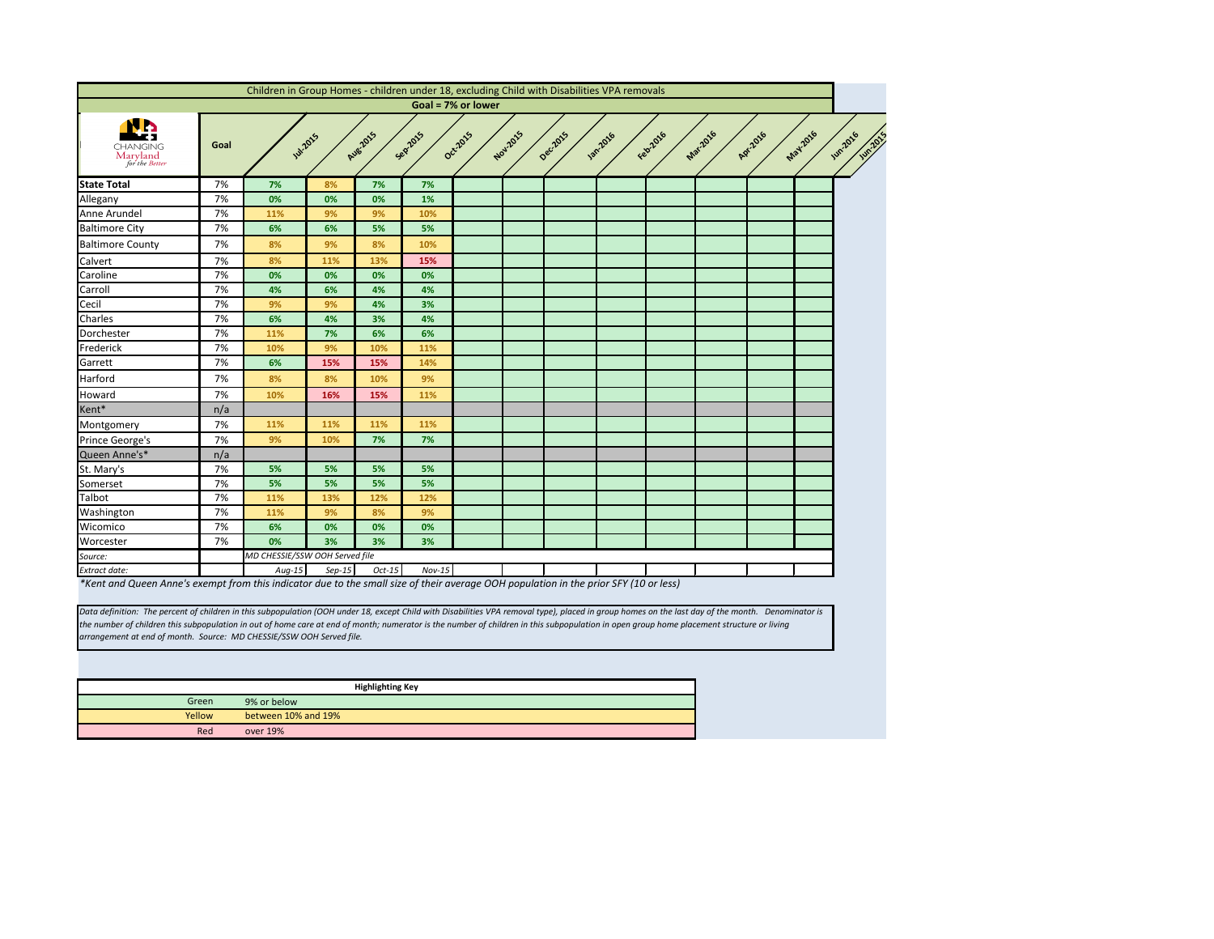# Children in Group Homes - children under 18, excluding Child with Disabilities VPA removals

**Goal = 7% or lower**

| CHANGING Maryland for the Better | Goal | Jul-2015 | Aug-2015 | Sep-2015 | Oct-2015 | Nov-2015 | Dec-2015 | Jan-2016 | Feb-2016 | Mar-2016 | Apr-2016 | May-2016 | Jun-2016 | Jun-2015 |
|---|---|---|---|---|---|---|---|---|---|---|---|---|---|---|
| **State Total** | 7% | 7% | 8% | 7% | 7% | | | | | | | | | |
| Allegany | 7% | 0% | 0% | 0% | 1% | | | | | | | | | |
| Anne Arundel | 7% | 11% | 9% | 9% | 10% | | | | | | | | | |
| Baltimore City | 7% | 6% | 6% | 5% | 5% | | | | | | | | | |
| Baltimore County | 7% | 8% | 9% | 8% | 10% | | | | | | | | | |
| Calvert | 7% | 8% | 11% | 13% | 15% | | | | | | | | | |
| Caroline | 7% | 0% | 0% | 0% | 0% | | | | | | | | | |
| Carroll | 7% | 4% | 6% | 4% | 4% | | | | | | | | | |
| Cecil | 7% | 9% | 9% | 4% | 3% | | | | | | | | | |
| Charles | 7% | 6% | 4% | 3% | 4% | | | | | | | | | |
| Dorchester | 7% | 11% | 7% | 6% | 6% | | | | | | | | | |
| Frederick | 7% | 10% | 9% | 10% | 11% | | | | | | | | | |
| Garrett | 7% | 6% | 15% | 15% | 14% | | | | | | | | | |
| Harford | 7% | 8% | 8% | 10% | 9% | | | | | | | | | |
| Howard | 7% | 10% | 16% | 15% | 11% | | | | | | | | | |
| Kent* | n/a | | | | | | | | | | | | | |
| Montgomery | 7% | 11% | 11% | 11% | 11% | | | | | | | | | |
| Prince George's | 7% | 9% | 10% | 7% | 7% | | | | | | | | | |
| Queen Anne's* | n/a | | | | | | | | | | | | | |
| St. Mary's | 7% | 5% | 5% | 5% | 5% | | | | | | | | | |
| Somerset | 7% | 5% | 5% | 5% | 5% | | | | | | | | | |
| Talbot | 7% | 11% | 13% | 12% | 12% | | | | | | | | | |
| Washington | 7% | 11% | 9% | 8% | 9% | | | | | | | | | |
| Wicomico | 7% | 6% | 0% | 0% | 0% | | | | | | | | | |
| Worcester | 7% | 0% | 3% | 3% | 3% | | | | | | | | | |
| *Source:* | | *MD CHESSIE/SSW OOH Served file* | | | | | | | | | | | | |
| *Extract date:* | | *Aug-15* | *Sep-15* | *Oct-15* | *Nov-15* | | | | | | | | | |

*\*Kent and Queen Anne's exempt from this indicator due to the small size of their average OOH population in the prior SFY (10 or less)*

*Data definition: The percent of children in this subpopulation (OOH under 18, except Child with Disabilities VPA removal type), placed in group homes on the last day of the month. Denominator is the number of children this subpopulation in out of home care at end of month; numerator is the number of children in this subpopulation in open group home placement structure or living arrangement at end of month. Source: MD CHESSIE/SSW OOH Served file.*

| Highlighting Key | |
|---|---|
| Green | 9% or below |
| Yellow | between 10% and 19% |
| Red | over 19% |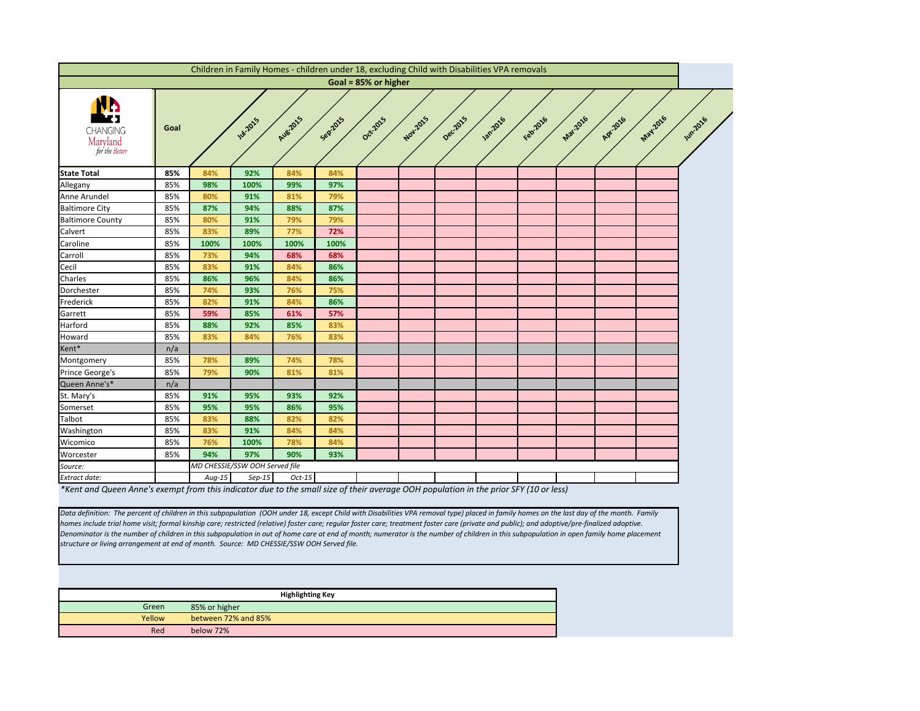## Children in Family Homes - children under 18, excluding Child with Disabilities VPA removals

**Goal = 85% or higher**

CHANGING Maryland *for the Better*

| | Goal | | Jul-2015 | Aug-2015 | Sep-2015 | Oct-2015 | Nov-2015 | Dec-2015 | Jan-2016 | Feb-2016 | Mar-2016 | Apr-2016 | May-2016 | Jun-2016 |
|---|---|---|---|---|---|---|---|---|---|---|---|---|---|---|
| **State Total** | **85%** | 84% | 92% | 84% | 84% | | | | | | | | | |
| Allegany | 85% | 98% | 100% | 99% | 97% | | | | | | | | | |
| Anne Arundel | 85% | 80% | 91% | 81% | 79% | | | | | | | | | |
| Baltimore City | 85% | 87% | 94% | 88% | 87% | | | | | | | | | |
| Baltimore County | 85% | 80% | 91% | 79% | 79% | | | | | | | | | |
| Calvert | 85% | 83% | 89% | 77% | 72% | | | | | | | | | |
| Caroline | 85% | 100% | 100% | 100% | 100% | | | | | | | | | |
| Carroll | 85% | 73% | 94% | 68% | 68% | | | | | | | | | |
| Cecil | 85% | 83% | 91% | 84% | 86% | | | | | | | | | |
| Charles | 85% | 86% | 96% | 84% | 86% | | | | | | | | | |
| Dorchester | 85% | 74% | 93% | 76% | 75% | | | | | | | | | |
| Frederick | 85% | 82% | 91% | 84% | 86% | | | | | | | | | |
| Garrett | 85% | 59% | 85% | 61% | 57% | | | | | | | | | |
| Harford | 85% | 88% | 92% | 85% | 83% | | | | | | | | | |
| Howard | 85% | 83% | 84% | 76% | 83% | | | | | | | | | |
| Kent* | n/a | | | | | | | | | | | | | |
| Montgomery | 85% | 78% | 89% | 74% | 78% | | | | | | | | | |
| Prince George's | 85% | 79% | 90% | 81% | 81% | | | | | | | | | |
| Queen Anne's* | n/a | | | | | | | | | | | | | |
| St. Mary's | 85% | 91% | 95% | 93% | 92% | | | | | | | | | |
| Somerset | 85% | 95% | 95% | 86% | 95% | | | | | | | | | |
| Talbot | 85% | 83% | 88% | 82% | 82% | | | | | | | | | |
| Washington | 85% | 83% | 91% | 84% | 84% | | | | | | | | | |
| Wicomico | 85% | 76% | 100% | 78% | 84% | | | | | | | | | |
| Worcester | 85% | 94% | 97% | 90% | 93% | | | | | | | | | |
| *Source:* | | *MD CHESSIE/SSW OOH Served file* | | | | | | | | | | | | |
| *Extract date:* | | *Aug-15* | *Sep-15* | *Oct-15* | | | | | | | | | | |

*\*Kent and Queen Anne's exempt from this indicator due to the small size of their average OOH population in the prior SFY (10 or less)*

*Data definition: The percent of children in this subpopulation (OOH under 18, except Child with Disabilities VPA removal type) placed in family homes on the last day of the month. Family homes include trial home visit; formal kinship care; restricted (relative) foster care; regular foster care; treatment foster care (private and public); and adoptive/pre-finalized adoptive. Denominator is the number of children in this subpopulation in out of home care at end of month; numerator is the number of children in this subpopulation in open family home placement structure or living arrangement at end of month. Source: MD CHESSIE/SSW OOH Served file.*

| **Highlighting Key** | |
|---|---|
| Green | 85% or higher |
| Yellow | between 72% and 85% |
| Red | below 72% |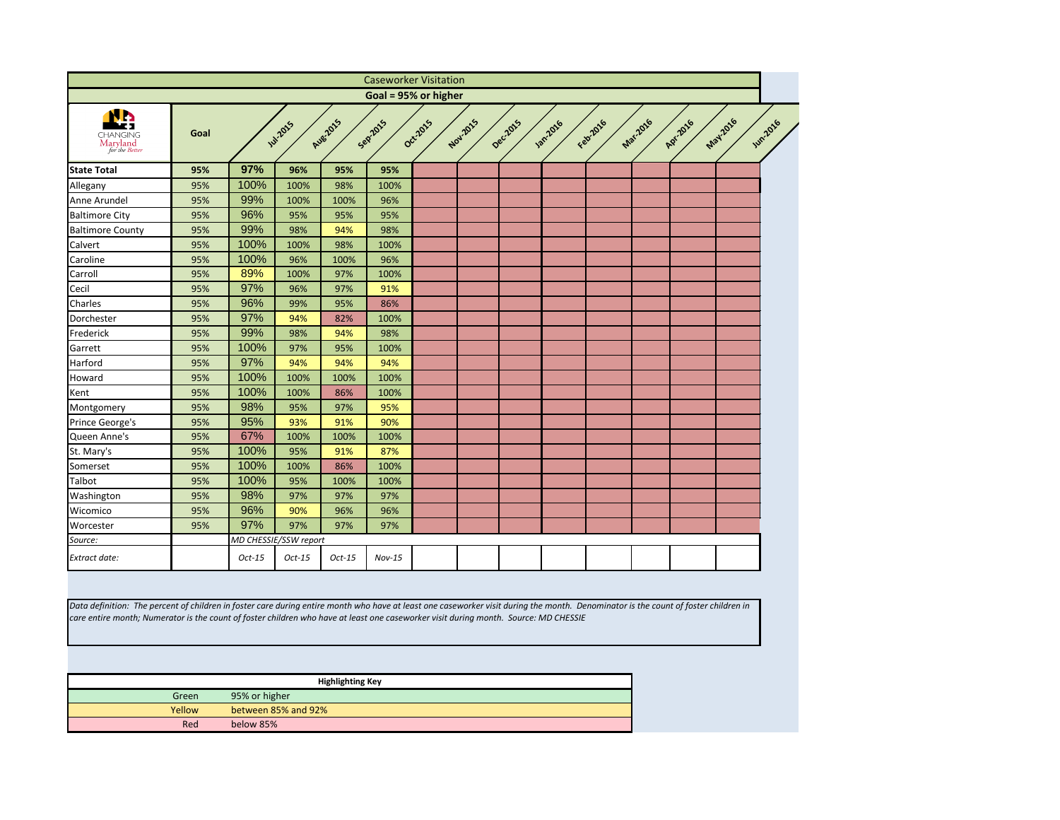# Caseworker Visitation

## Goal = 95% or higher

| CHANGING Maryland for the Better | Goal | Jul-2015 | Aug-2015 | Sep-2015 | Oct-2015 | Nov-2015 | Dec-2015 | Jan-2016 | Feb-2016 | Mar-2016 | Apr-2016 | May-2016 | Jun-2016 |
|---|---|---|---|---|---|---|---|---|---|---|---|---|---|
| **State Total** | **95%** | **97%** | **96%** | **95%** | **95%** | | | | | | | | |
| Allegany | 95% | 100% | 100% | 98% | 100% | | | | | | | | |
| Anne Arundel | 95% | 99% | 100% | 100% | 96% | | | | | | | | |
| Baltimore City | 95% | 96% | 95% | 95% | 95% | | | | | | | | |
| Baltimore County | 95% | 99% | 98% | 94% | 98% | | | | | | | | |
| Calvert | 95% | 100% | 100% | 98% | 100% | | | | | | | | |
| Caroline | 95% | 100% | 96% | 100% | 96% | | | | | | | | |
| Carroll | 95% | 89% | 100% | 97% | 100% | | | | | | | | |
| Cecil | 95% | 97% | 96% | 97% | 91% | | | | | | | | |
| Charles | 95% | 96% | 99% | 95% | 86% | | | | | | | | |
| Dorchester | 95% | 97% | 94% | 82% | 100% | | | | | | | | |
| Frederick | 95% | 99% | 98% | 94% | 98% | | | | | | | | |
| Garrett | 95% | 100% | 97% | 95% | 100% | | | | | | | | |
| Harford | 95% | 97% | 94% | 94% | 94% | | | | | | | | |
| Howard | 95% | 100% | 100% | 100% | 100% | | | | | | | | |
| Kent | 95% | 100% | 100% | 86% | 100% | | | | | | | | |
| Montgomery | 95% | 98% | 95% | 97% | 95% | | | | | | | | |
| Prince George's | 95% | 95% | 93% | 91% | 90% | | | | | | | | |
| Queen Anne's | 95% | 67% | 100% | 100% | 100% | | | | | | | | |
| St. Mary's | 95% | 100% | 95% | 91% | 87% | | | | | | | | |
| Somerset | 95% | 100% | 100% | 86% | 100% | | | | | | | | |
| Talbot | 95% | 100% | 95% | 100% | 100% | | | | | | | | |
| Washington | 95% | 98% | 97% | 97% | 97% | | | | | | | | |
| Wicomico | 95% | 96% | 90% | 96% | 96% | | | | | | | | |
| Worcester | 95% | 97% | 97% | 97% | 97% | | | | | | | | |
| *Source:* | | *MD CHESSIE/SSW report* | | | | | | | | | | | |
| *Extract date:* | | *Oct-15* | *Oct-15* | *Oct-15* | *Nov-15* | | | | | | | | |

*Data definition: The percent of children in foster care during entire month who have at least one caseworker visit during the month. Denominator is the count of foster children in care entire month; Numerator is the count of foster children who have at least one caseworker visit during month. Source: MD CHESSIE*

| **Highlighting Key** | |
|---|---|
| Green | 95% or higher |
| Yellow | between 85% and 92% |
| Red | below 85% |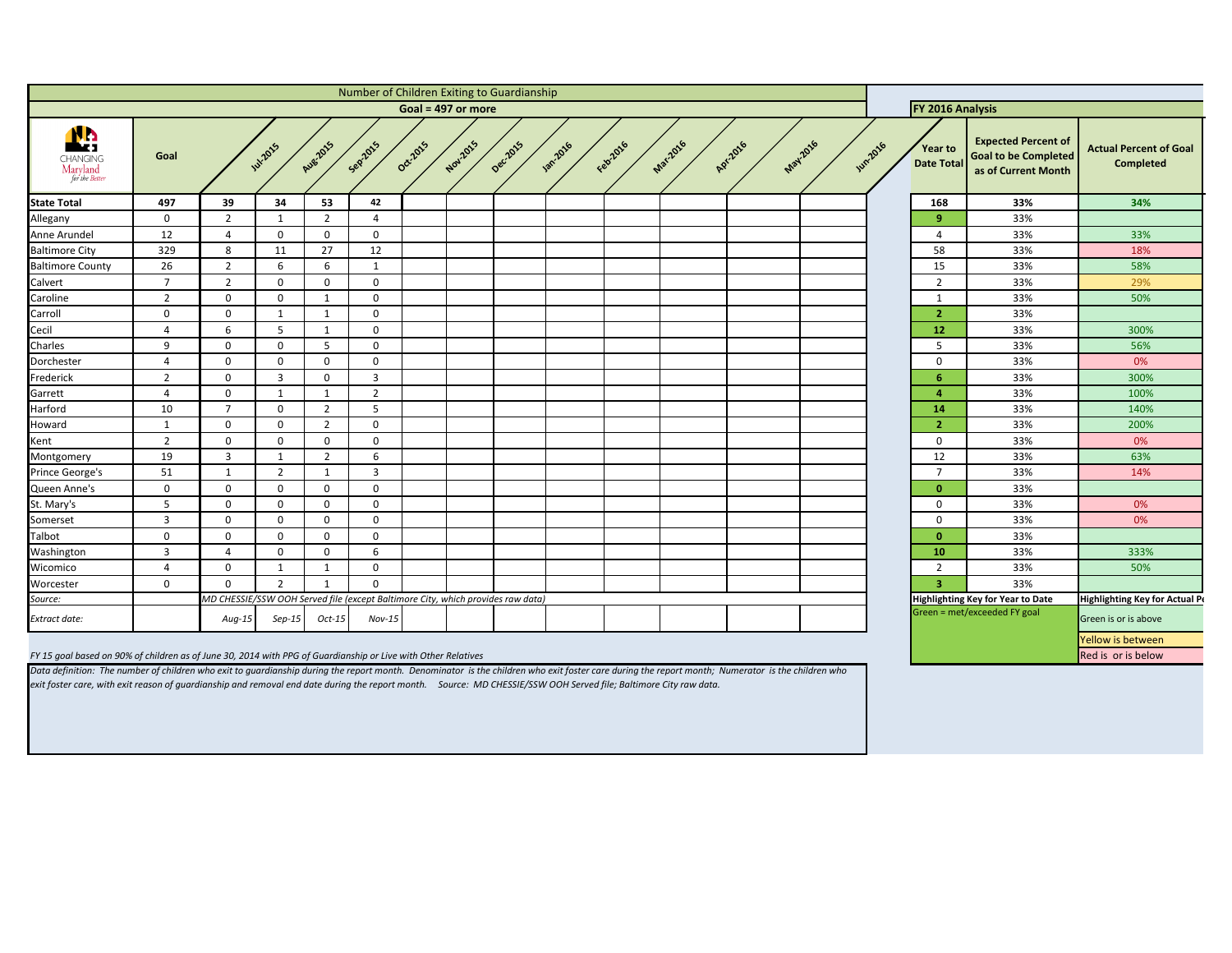# Number of Children Exiting to Guardianship

**Goal = 497 or more**

| CHANGING Maryland for the Better | Goal | Jul-2015 | Aug-2015 | Sep-2015 | Oct-2015 | Nov-2015 | Dec-2015 | Jan-2016 | Feb-2016 | Mar-2016 | Apr-2016 | May-2016 | Jun-2016 | Year to Date Total | Expected Percent of Goal to be Completed as of Current Month | Actual Percent of Goal Completed |
|---|---|---|---|---|---|---|---|---|---|---|---|---|---|---|---|---|
| **State Total** | **497** | **39** | **34** | **53** | **42** | | | | | | | | | **168** | **33%** | **34%** |
| Allegany | 0 | 2 | 1 | 2 | 4 | | | | | | | | | **9** | 33% | |
| Anne Arundel | 12 | 4 | 0 | 0 | 0 | | | | | | | | | 4 | 33% | 33% |
| Baltimore City | 329 | 8 | 11 | 27 | 12 | | | | | | | | | 58 | 33% | 18% |
| Baltimore County | 26 | 2 | 6 | 6 | 1 | | | | | | | | | 15 | 33% | 58% |
| Calvert | 7 | 2 | 0 | 0 | 0 | | | | | | | | | 2 | 33% | 29% |
| Caroline | 2 | 0 | 0 | 1 | 0 | | | | | | | | | 1 | 33% | 50% |
| Carroll | 0 | 0 | 1 | 1 | 0 | | | | | | | | | **2** | 33% | |
| Cecil | 4 | 6 | 5 | 1 | 0 | | | | | | | | | **12** | 33% | 300% |
| Charles | 9 | 0 | 0 | 5 | 0 | | | | | | | | | 5 | 33% | 56% |
| Dorchester | 4 | 0 | 0 | 0 | 0 | | | | | | | | | 0 | 33% | 0% |
| Frederick | 2 | 0 | 3 | 0 | 3 | | | | | | | | | **6** | 33% | 300% |
| Garrett | 4 | 0 | 1 | 1 | 2 | | | | | | | | | **4** | 33% | 100% |
| Harford | 10 | 7 | 0 | 2 | 5 | | | | | | | | | **14** | 33% | 140% |
| Howard | 1 | 0 | 0 | 2 | 0 | | | | | | | | | **2** | 33% | 200% |
| Kent | 2 | 0 | 0 | 0 | 0 | | | | | | | | | 0 | 33% | 0% |
| Montgomery | 19 | 3 | 1 | 2 | 6 | | | | | | | | | 12 | 33% | 63% |
| Prince George's | 51 | 1 | 2 | 1 | 3 | | | | | | | | | 7 | 33% | 14% |
| Queen Anne's | 0 | 0 | 0 | 0 | 0 | | | | | | | | | **0** | 33% | |
| St. Mary's | 5 | 0 | 0 | 0 | 0 | | | | | | | | | 0 | 33% | 0% |
| Somerset | 3 | 0 | 0 | 0 | 0 | | | | | | | | | 0 | 33% | 0% |
| Talbot | 0 | 0 | 0 | 0 | 0 | | | | | | | | | **0** | 33% | |
| Washington | 3 | 4 | 0 | 0 | 6 | | | | | | | | | **10** | 33% | 333% |
| Wicomico | 4 | 0 | 1 | 1 | 0 | | | | | | | | | 2 | 33% | 50% |
| Worcester | 0 | 0 | 2 | 1 | 0 | | | | | | | | | **3** | 33% | |
| *Source:* | | *MD CHESSIE/SSW OOH Served file (except Baltimore City, which provides raw data)* | | | | | | | | | | | | | | |
| *Extract date:* | | *Aug-15* | *Sep-15* | *Oct-15* | *Nov-15* | | | | | | | | | | | |

**FY 2016 Analysis**

**Highlighting Key for Year to Date**
Green = met/exceeded FY goal

**Highlighting Key for Actual Pe**
Green is or is above
Yellow is between
Red is or is below

*FY 15 goal based on 90% of children as of June 30, 2014 with PPG of Guardianship or Live with Other Relatives*

*Data definition: The number of children who exit to guardianship during the report month. Denominator is the children who exit foster care during the report month; Numerator is the children who exit foster care, with exit reason of guardianship and removal end date during the report month. Source: MD CHESSIE/SSW OOH Served file; Baltimore City raw data.*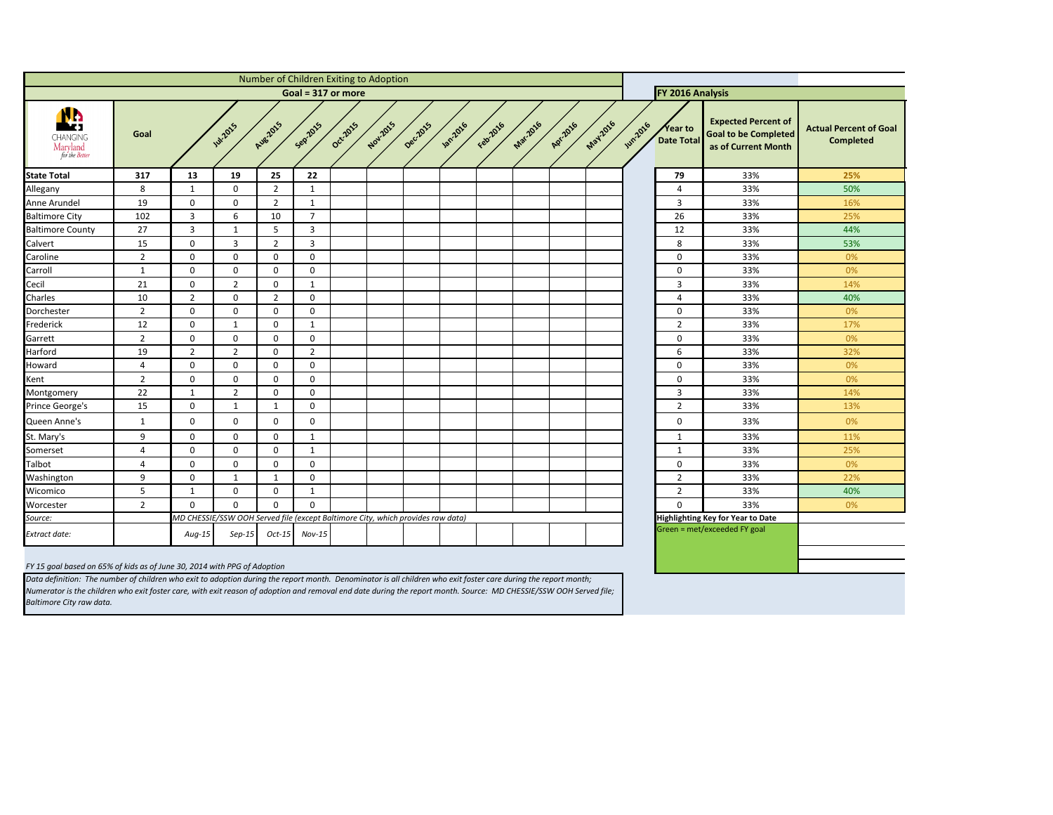# Number of Children Exiting to Adoption

## Goal = 317 or more

| CHANGING Maryland for the Better | Goal | | Jul-2015 | Aug-2015 | Sep-2015 | Oct-2015 | Nov-2015 | Dec-2015 | Jan-2016 | Feb-2016 | Mar-2016 | Apr-2016 | May-2016 | Jun-2016 | Year to Date Total | Expected Percent of Goal to be Completed as of Current Month | Actual Percent of Goal Completed |
|---|---|---|---|---|---|---|---|---|---|---|---|---|---|---|---|---|---|
| **State Total** | **317** | **13** | **19** | **25** | **22** | | | | | | | | | | **79** | 33% | **25%** |
| Allegany | 8 | 1 | 0 | 2 | 1 | | | | | | | | | | 4 | 33% | 50% |
| Anne Arundel | 19 | 0 | 0 | 2 | 1 | | | | | | | | | | 3 | 33% | 16% |
| Baltimore City | 102 | 3 | 6 | 10 | 7 | | | | | | | | | | 26 | 33% | 25% |
| Baltimore County | 27 | 3 | 1 | 5 | 3 | | | | | | | | | | 12 | 33% | 44% |
| Calvert | 15 | 0 | 3 | 2 | 3 | | | | | | | | | | 8 | 33% | 53% |
| Caroline | 2 | 0 | 0 | 0 | 0 | | | | | | | | | | 0 | 33% | 0% |
| Carroll | 1 | 0 | 0 | 0 | 0 | | | | | | | | | | 0 | 33% | 0% |
| Cecil | 21 | 0 | 2 | 0 | 1 | | | | | | | | | | 3 | 33% | 14% |
| Charles | 10 | 2 | 0 | 2 | 0 | | | | | | | | | | 4 | 33% | 40% |
| Dorchester | 2 | 0 | 0 | 0 | 0 | | | | | | | | | | 0 | 33% | 0% |
| Frederick | 12 | 0 | 1 | 0 | 1 | | | | | | | | | | 2 | 33% | 17% |
| Garrett | 2 | 0 | 0 | 0 | 0 | | | | | | | | | | 0 | 33% | 0% |
| Harford | 19 | 2 | 2 | 0 | 2 | | | | | | | | | | 6 | 33% | 32% |
| Howard | 4 | 0 | 0 | 0 | 0 | | | | | | | | | | 0 | 33% | 0% |
| Kent | 2 | 0 | 0 | 0 | 0 | | | | | | | | | | 0 | 33% | 0% |
| Montgomery | 22 | 1 | 2 | 0 | 0 | | | | | | | | | | 3 | 33% | 14% |
| Prince George's | 15 | 0 | 1 | 1 | 0 | | | | | | | | | | 2 | 33% | 13% |
| Queen Anne's | 1 | 0 | 0 | 0 | 0 | | | | | | | | | | 0 | 33% | 0% |
| St. Mary's | 9 | 0 | 0 | 0 | 1 | | | | | | | | | | 1 | 33% | 11% |
| Somerset | 4 | 0 | 0 | 0 | 1 | | | | | | | | | | 1 | 33% | 25% |
| Talbot | 4 | 0 | 0 | 0 | 0 | | | | | | | | | | 0 | 33% | 0% |
| Washington | 9 | 0 | 1 | 1 | 0 | | | | | | | | | | 2 | 33% | 22% |
| Wicomico | 5 | 1 | 0 | 0 | 1 | | | | | | | | | | 2 | 33% | 40% |
| Worcester | 2 | 0 | 0 | 0 | 0 | | | | | | | | | | 0 | 33% | 0% |
| *Source:* | | MD CHESSIE/SSW OOH Served file (except Baltimore City, which provides raw data) | | | | | | | | | | | | | | | |
| *Extract date:* | | *Aug-15* | *Sep-15* | *Oct-15* | *Nov-15* | | | | | | | | | | | | |

**FY 2016 Analysis**

**Highlighting Key for Year to Date**

Green = met/exceeded FY goal

*FY 15 goal based on 65% of kids as of June 30, 2014 with PPG of Adoption*

*Data definition: The number of children who exit to adoption during the report month. Denominator is all children who exit foster care during the report month; Numerator is the children who exit foster care, with exit reason of adoption and removal end date during the report month. Source: MD CHESSIE/SSW OOH Served file; Baltimore City raw data.*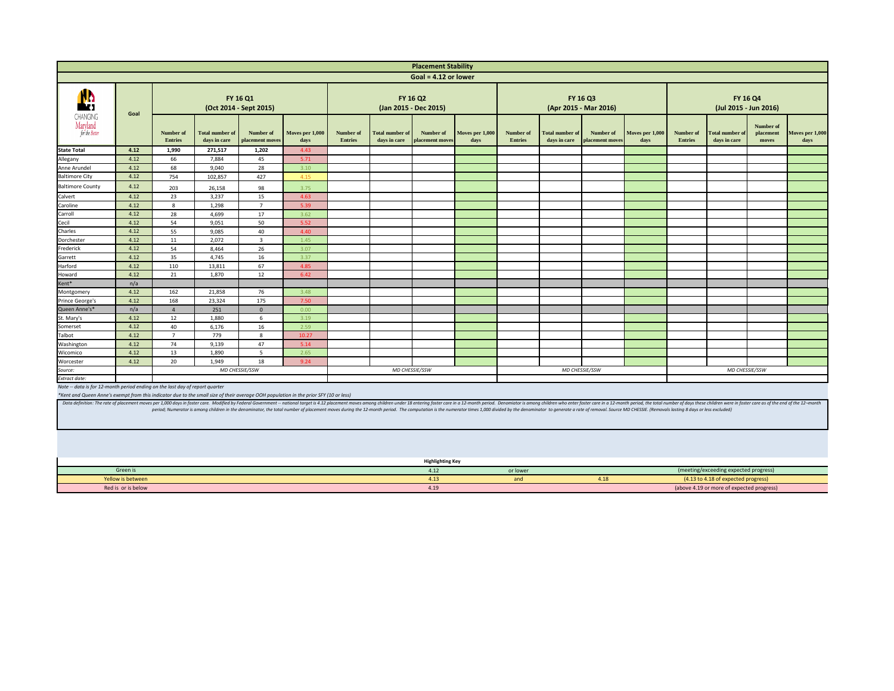# Placement Stability

**Goal = 4.12 or lower**

| CHANGING Maryland for the Better | Goal | FY 16 Q1 (Oct 2014 - Sept 2015) | | | | FY 16 Q2 (Jan 2015 - Dec 2015) | | | | FY 16 Q3 (Apr 2015 - Mar 2016) | | | | FY 16 Q4 (Jul 2015 - Jun 2016) | | | |
|---|---|---|---|---|---|---|---|---|---|---|---|---|---|---|---|---|---|
| | | Number of Entries | Total number of days in care | Number of placement moves | Moves per 1,000 days | Number of Entries | Total number of days in care | Number of placement moves | Moves per 1,000 days | Number of Entries | Total number of days in care | Number of placement moves | Moves per 1,000 days | Number of Entries | Total number of days in care | Number of placement moves | Moves per 1,000 days |
| **State Total** | **4.12** | **1,990** | **271,517** | **1,202** | 4.43 | | | | | | | | | | | | |
| Allegany | 4.12 | 66 | 7,884 | 45 | 5.71 | | | | | | | | | | | | |
| Anne Arundel | 4.12 | 68 | 9,040 | 28 | 3.10 | | | | | | | | | | | | |
| Baltimore City | 4.12 | 754 | 102,857 | 427 | 4.15 | | | | | | | | | | | | |
| Baltimore County | 4.12 | 203 | 26,158 | 98 | 3.75 | | | | | | | | | | | | |
| Calvert | 4.12 | 23 | 3,237 | 15 | 4.63 | | | | | | | | | | | | |
| Caroline | 4.12 | 8 | 1,298 | 7 | 5.39 | | | | | | | | | | | | |
| Carroll | 4.12 | 28 | 4,699 | 17 | 3.62 | | | | | | | | | | | | |
| Cecil | 4.12 | 54 | 9,051 | 50 | 5.52 | | | | | | | | | | | | |
| Charles | 4.12 | 55 | 9,085 | 40 | 4.40 | | | | | | | | | | | | |
| Dorchester | 4.12 | 11 | 2,072 | 3 | 1.45 | | | | | | | | | | | | |
| Frederick | 4.12 | 54 | 8,464 | 26 | 3.07 | | | | | | | | | | | | |
| Garrett | 4.12 | 35 | 4,745 | 16 | 3.37 | | | | | | | | | | | | |
| Harford | 4.12 | 110 | 13,811 | 67 | 4.85 | | | | | | | | | | | | |
| Howard | 4.12 | 21 | 1,870 | 12 | 6.42 | | | | | | | | | | | | |
| Kent* | n/a | | | | | | | | | | | | | | | | |
| Montgomery | 4.12 | 162 | 21,858 | 76 | 3.48 | | | | | | | | | | | | |
| Prince George's | 4.12 | 168 | 23,324 | 175 | 7.50 | | | | | | | | | | | | |
| Queen Anne's* | n/a | 4 | 251 | 0 | 0.00 | | | | | | | | | | | | |
| St. Mary's | 4.12 | 12 | 1,880 | 6 | 3.19 | | | | | | | | | | | | |
| Somerset | 4.12 | 40 | 6,176 | 16 | 2.59 | | | | | | | | | | | | |
| Talbot | 4.12 | 7 | 779 | 8 | 10.27 | | | | | | | | | | | | |
| Washington | 4.12 | 74 | 9,139 | 47 | 5.14 | | | | | | | | | | | | |
| Wicomico | 4.12 | 13 | 1,890 | 5 | 2.65 | | | | | | | | | | | | |
| Worcester | 4.12 | 20 | 1,949 | 18 | 9.24 | | | | | | | | | | | | |
| *Source:* | | MD CHESSIE/SSW | | | | MD CHESSIE/SSW | | | | MD CHESSIE/SSW | | | | MD CHESSIE/SSW | | | |
| *Extract date:* | | | | | | | | | | | | | | | | | |

*Note -- data is for 12-month period ending on the last day of report quarter*

*\*Kent and Queen Anne's exempt from this indicator due to the small size of their average OOH population in the prior SFY (10 or less)*

*Data definition: The rate of placement moves per 1,000 days in foster care. Modified by Federal Government -- national target is 4.12 placement moves among children under 18 entering foster care in a 12-month period. Denominator is among children who enter foster care in a 12-month period, the total number of days these children were in foster care as of the end of the 12-month period; Numerator is among children in the denominator, the total number of placement moves during the 12-month period. The computation is the numerator times 1,000 divided by the denominator to generate a rate of removal. Source MD CHESSIE. (Removals lasting 8 days or less excluded)*

| Highlighting Key | | | | |
|---|---|---|---|---|
| Green is | 4.12 | or lower | | (meeting/exceeding expected progress) |
| Yellow is between | 4.13 | and | 4.18 | (4.13 to 4.18 of expected progress) |
| Red is or is below | 4.19 | | | (above 4.19 or more of expected progress) |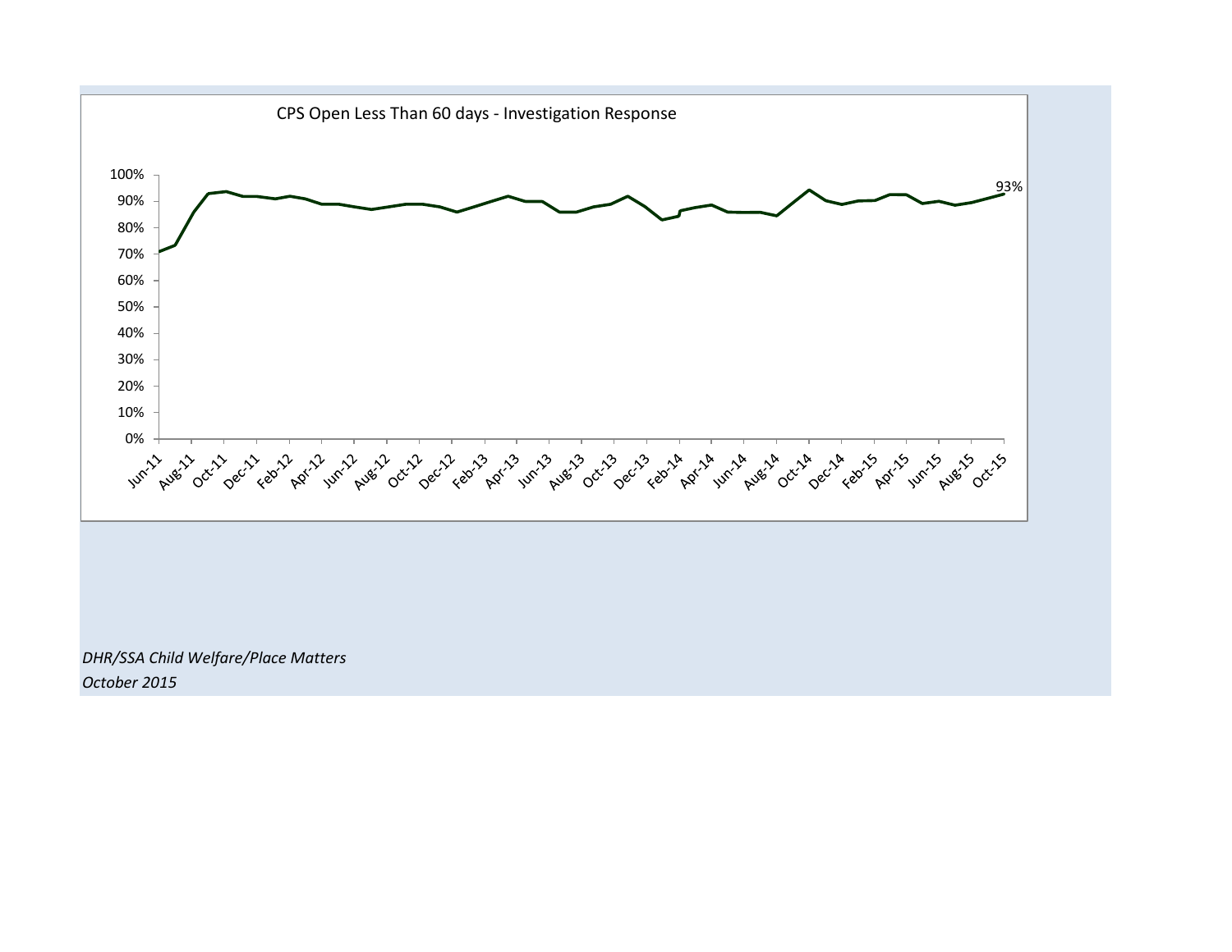CPS Open Less Than 60 days - Investigation Response

93%

*DHR/SSA Child Welfare/Place Matters*
*October 2015*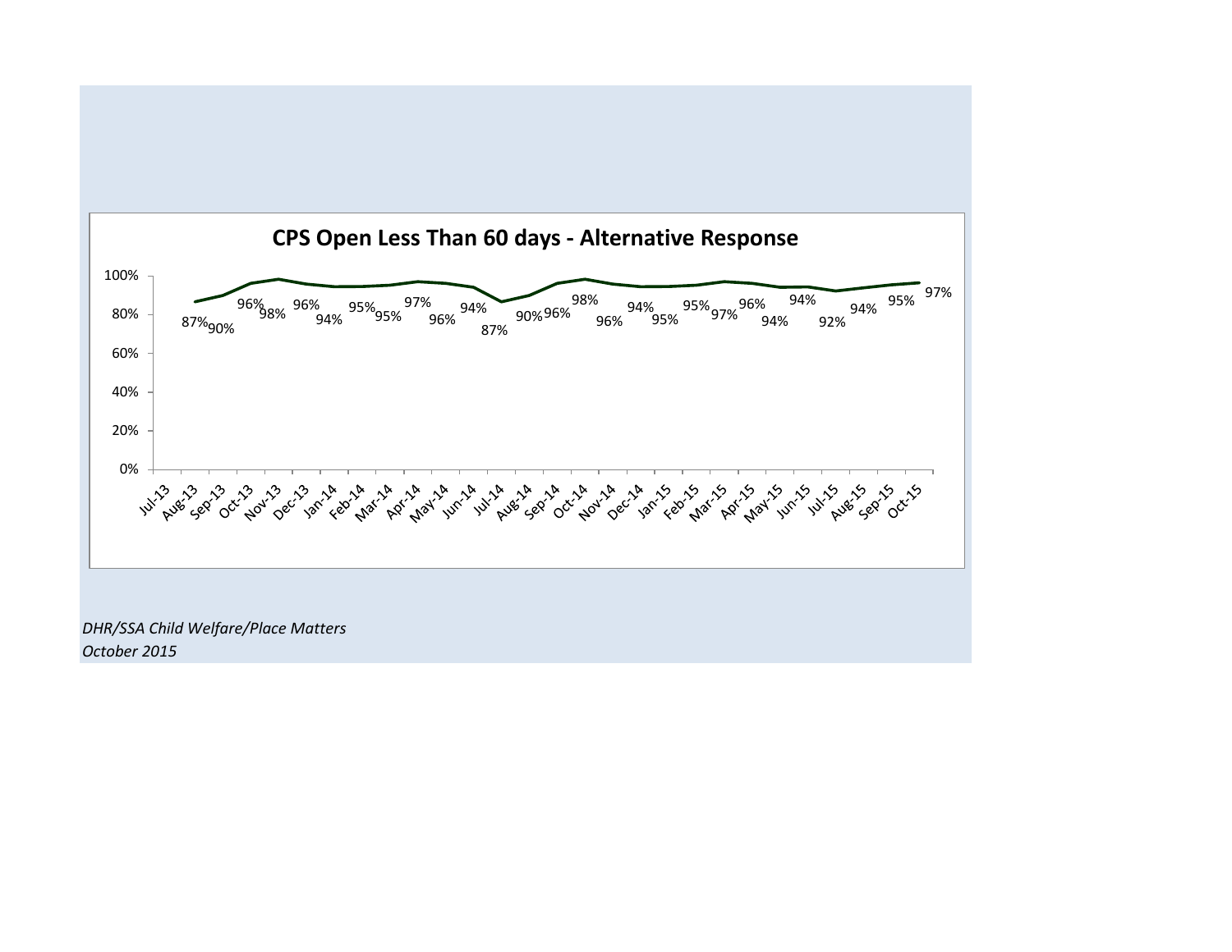## CPS Open Less Than 60 days - Alternative Response

| Month | Percent |
|---|---|
| Jul-13 | |
| Aug-13 | 87% |
| Sep-13 | 90% |
| Oct-13 | 96% |
| Nov-13 | 98% |
| Dec-13 | 96% |
| Jan-14 | 94% |
| Feb-14 | 95% |
| Mar-14 | 95% |
| Apr-14 | 97% |
| May-14 | 96% |
| Jun-14 | 94% |
| Jul-14 | 87% |
| Aug-14 | 90% |
| Sep-14 | 96% |
| Oct-14 | 98% |
| Nov-14 | 96% |
| Dec-14 | 94% |
| Jan-15 | 95% |
| Feb-15 | 95% |
| Mar-15 | 97% |
| Apr-15 | 96% |
| May-15 | 94% |
| Jun-15 | 94% |
| Jul-15 | 92% |
| Aug-15 | 94% |
| Sep-15 | 95% |
| Oct-15 | 97% |

*DHR/SSA Child Welfare/Place Matters*
*October 2015*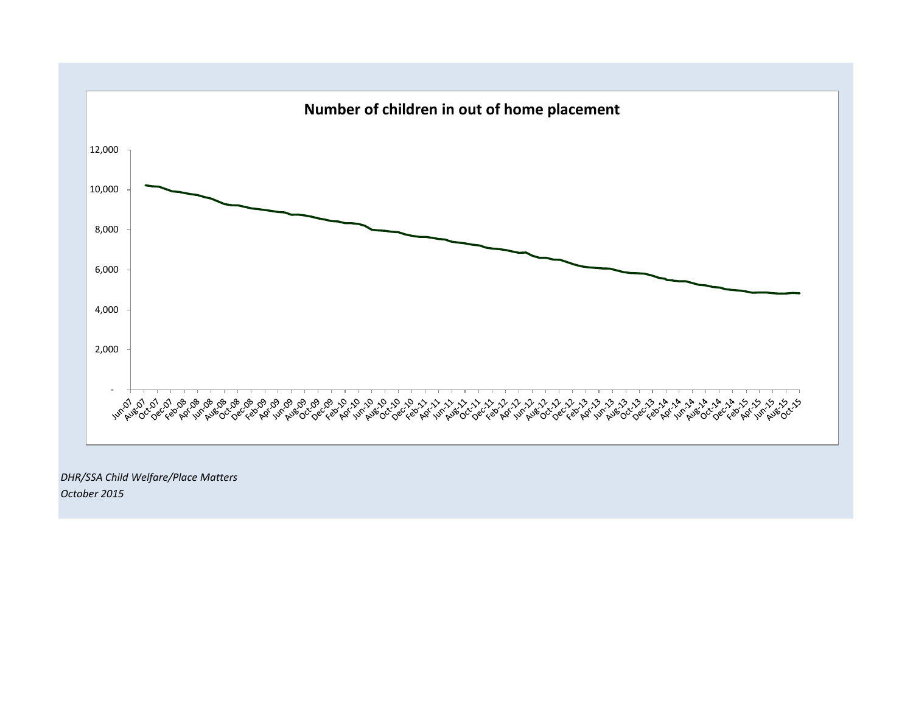## Number of children in out of home placement

*DHR/SSA Child Welfare/Place Matters*
*October 2015*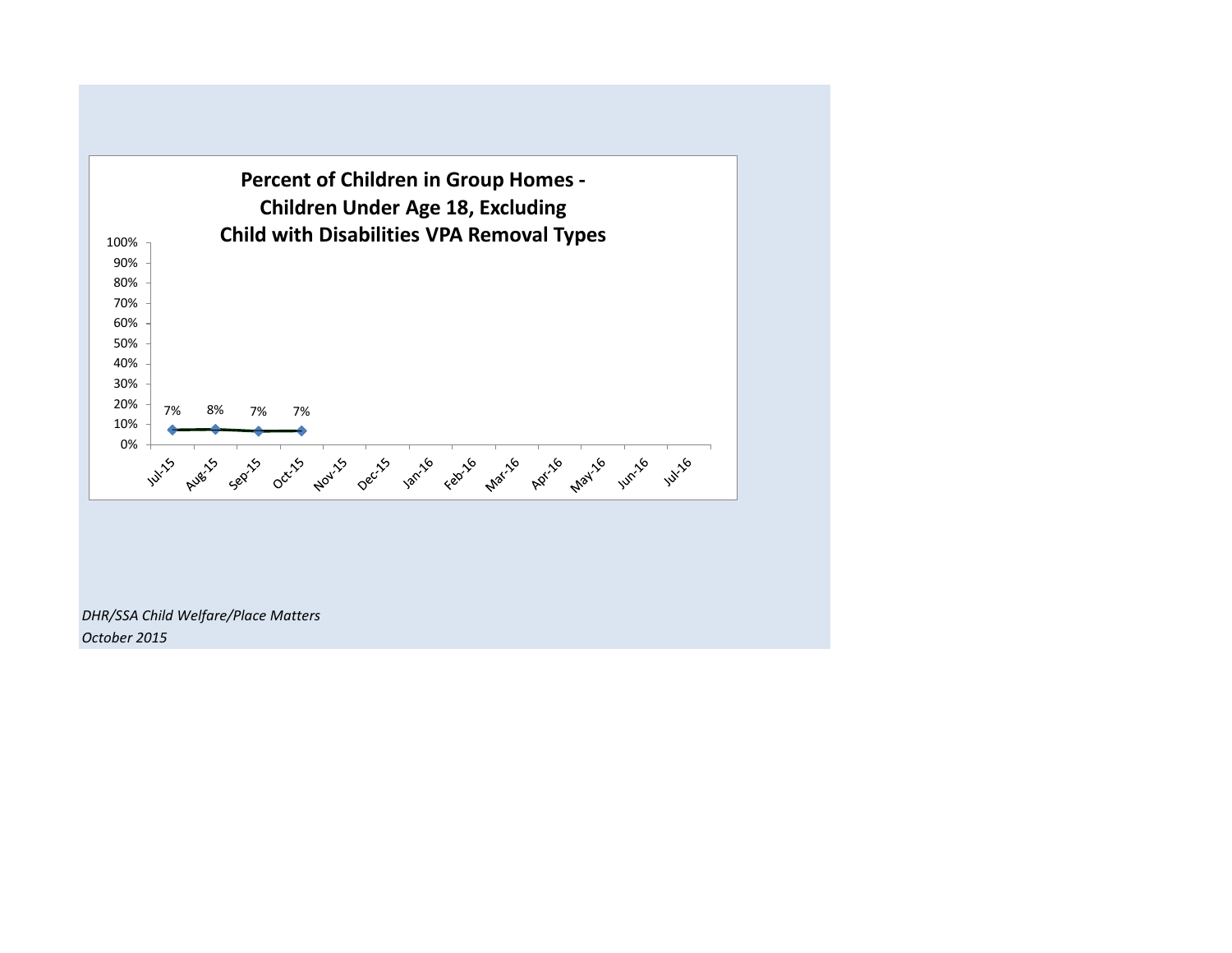**Percent of Children in Group Homes - Children Under Age 18, Excluding Child with Disabilities VPA Removal Types**

| Month | Percent |
|---|---|
| Jul-15 | 7% |
| Aug-15 | 8% |
| Sep-15 | 7% |
| Oct-15 | 7% |
| Nov-15 | |
| Dec-15 | |
| Jan-16 | |
| Feb-16 | |
| Mar-16 | |
| Apr-16 | |
| May-16 | |
| Jun-16 | |
| Jul-16 | |

*DHR/SSA Child Welfare/Place Matters*
*October 2015*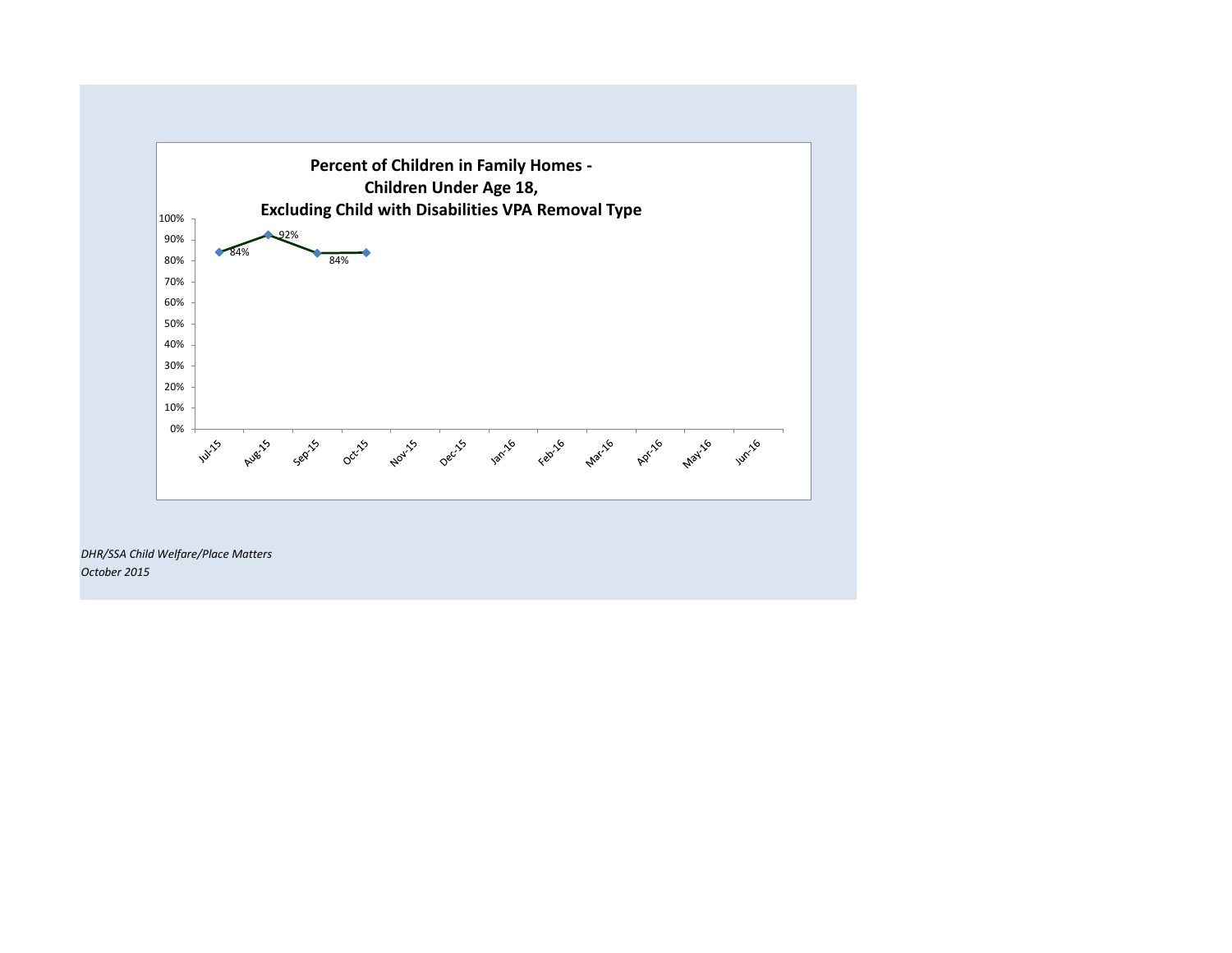**Percent of Children in Family Homes - Children Under Age 18, Excluding Child with Disabilities VPA Removal Type**

| Month | Percent |
|---|---|
| Jul-15 | 84% |
| Aug-15 | 92% |
| Sep-15 | 84% |
| Oct-15 | |
| Nov-15 | |
| Dec-15 | |
| Jan-16 | |
| Feb-16 | |
| Mar-16 | |
| Apr-16 | |
| May-16 | |
| Jun-16 | |

*DHR/SSA Child Welfare/Place Matters*
*October 2015*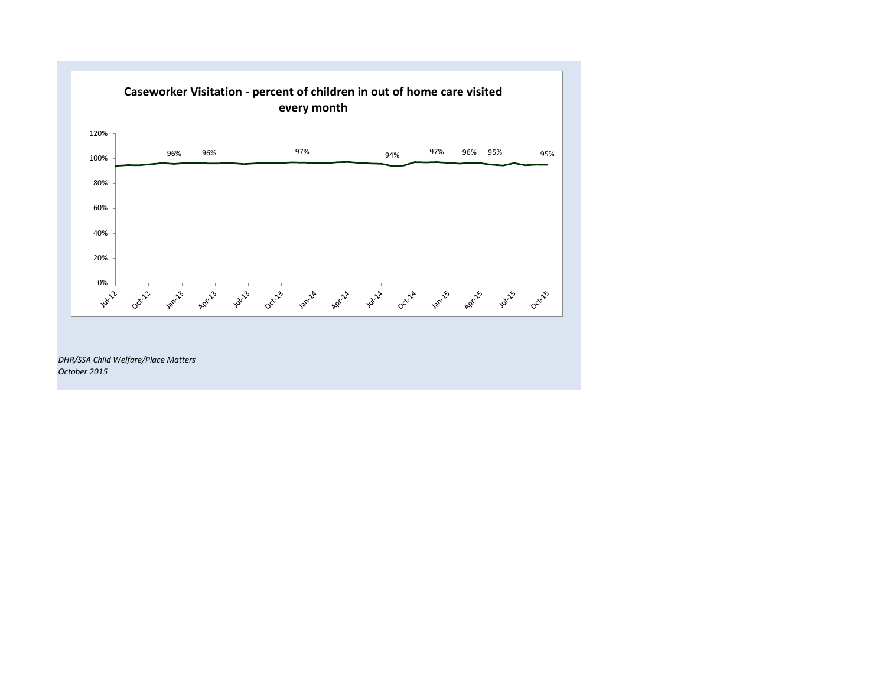**Caseworker Visitation - percent of children in out of home care visited every month**

*DHR/SSA Child Welfare/Place Matters*
*October 2015*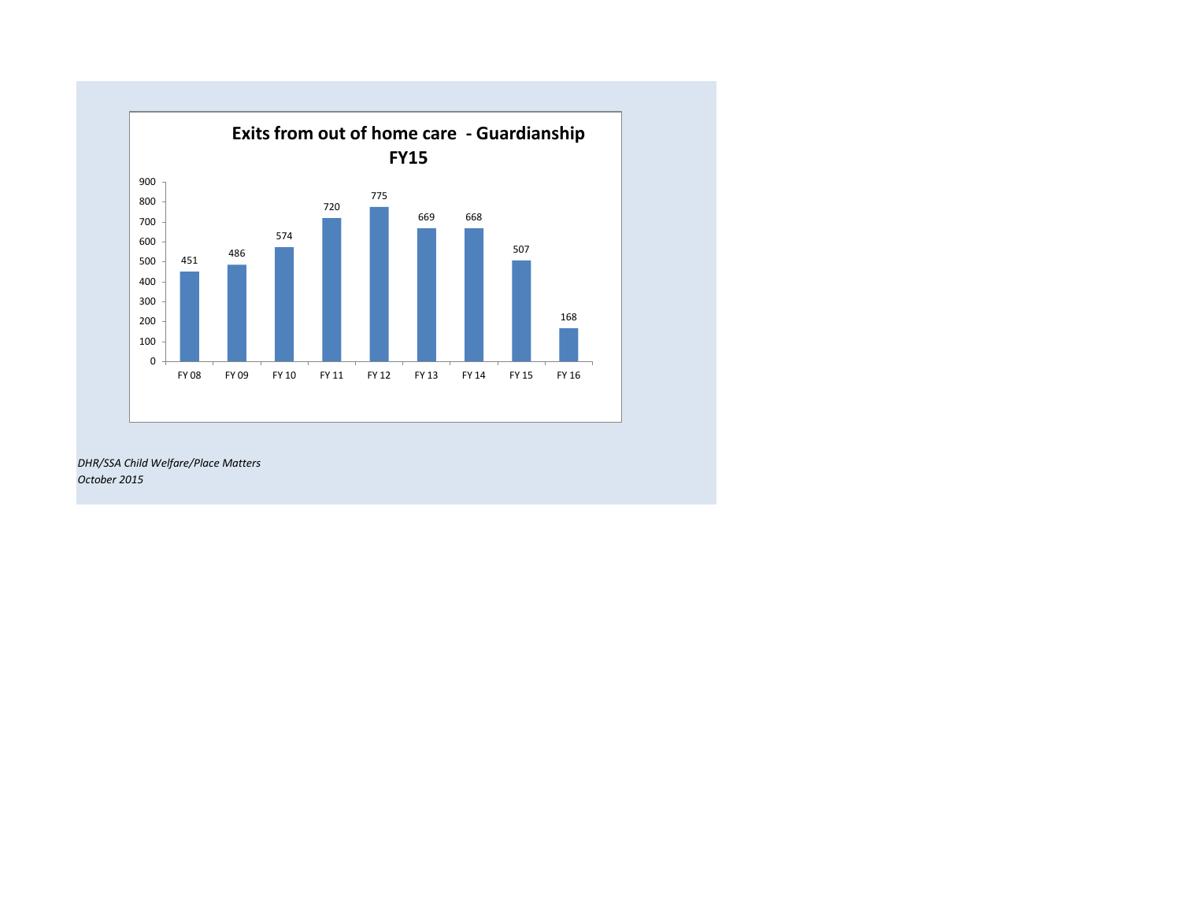## Exits from out of home care - Guardianship FY15

| FY 08 | FY 09 | FY 10 | FY 11 | FY 12 | FY 13 | FY 14 | FY 15 | FY 16 |
|---|---|---|---|---|---|---|---|---|
| 451 | 486 | 574 | 720 | 775 | 669 | 668 | 507 | 168 |

*DHR/SSA Child Welfare/Place Matters*
*October 2015*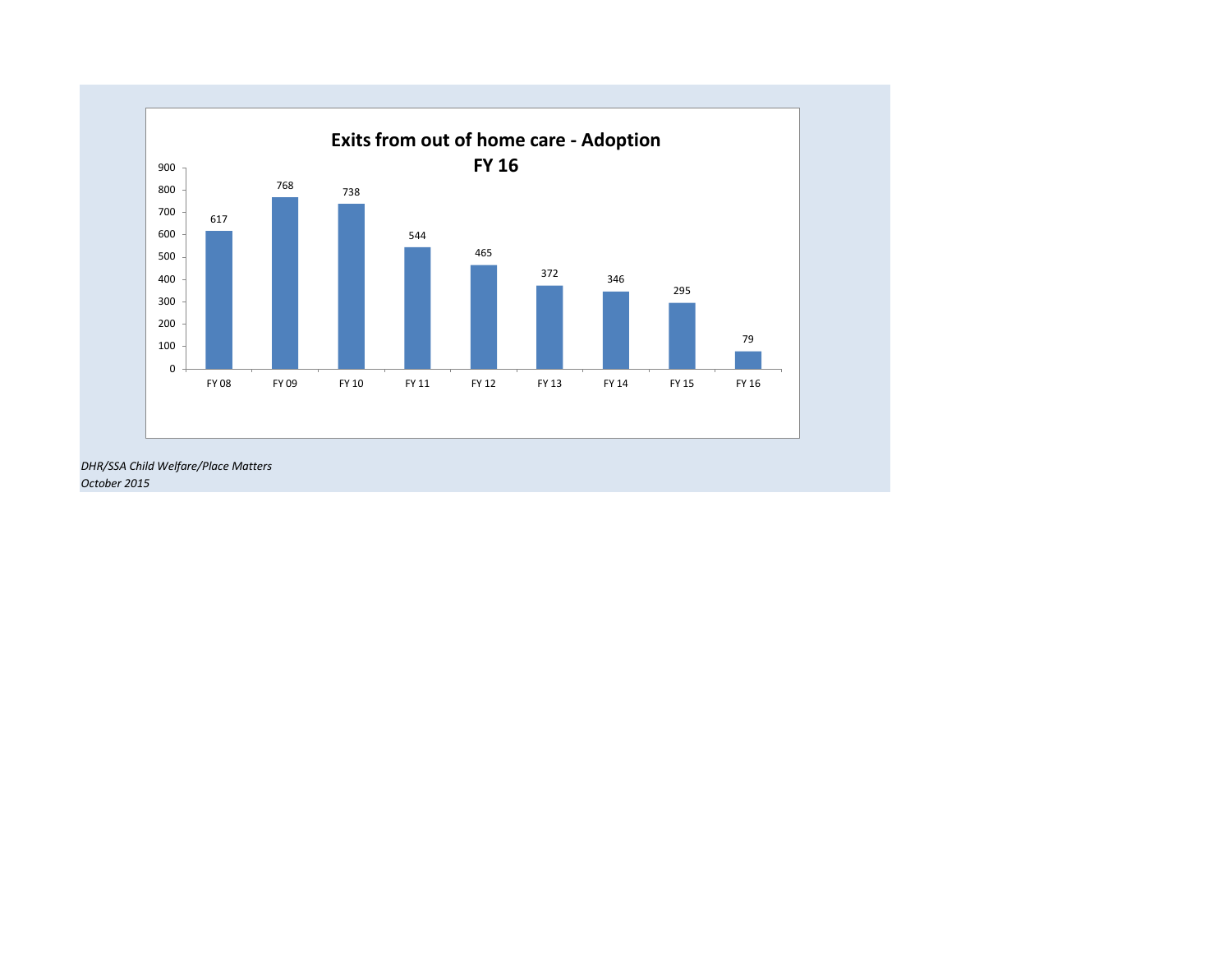Exits from out of home care - Adoption
FY 16

900
800
700
600
500
400
300
200
100
0

617
768
738
544
465
372
346
295
79

FY 08
FY 09
FY 10
FY 11
FY 12
FY 13
FY 14
FY 15
FY 16

*DHR/SSA Child Welfare/Place Matters*
*October 2015*